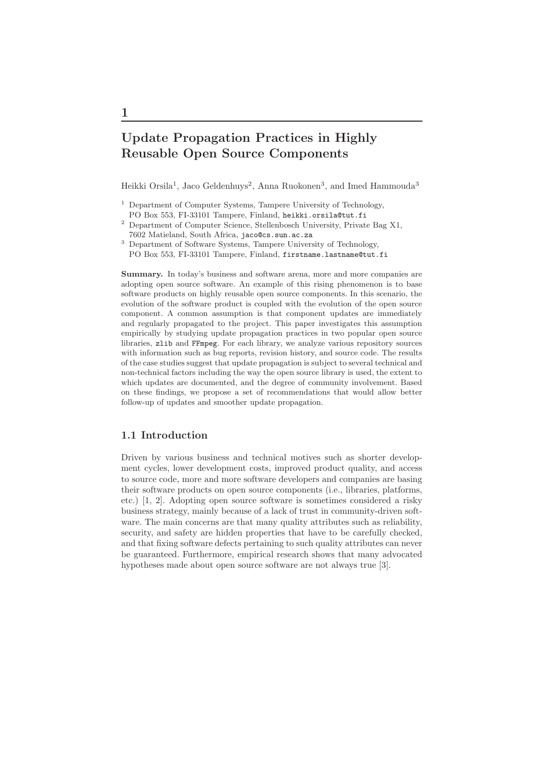# 1

# Update Propagation Practices in Highly Reusable Open Source Components

Heikki Orsila[1], Jaco Geldenhuys[2], Anna Ruokonen[3], and Imed Hammouda[3]

[1] Department of Computer Systems, Tampere University of Technology, PO Box 553, FI-33101 Tampere, Finland, heikki.orsila@tut.fi

[2] Department of Computer Science, Stellenbosch University, Private Bag X1, 7602 Matieland, South Africa, jaco@cs.sun.ac.za

[3] Department of Software Systems, Tampere University of Technology, PO Box 553, FI-33101 Tampere, Finland, firstname.lastname@tut.fi

**Summary.** In today's business and software arena, more and more companies are adopting open source software. An example of this rising phenomenon is to base software products on highly reusable open source components. In this scenario, the evolution of the software product is coupled with the evolution of the open source component. A common assumption is that component updates are immediately and regularly propagated to the project. This paper investigates this assumption empirically by studying update propagation practices in two popular open source libraries, `zlib` and `FFmpeg`. For each library, we analyze various repository sources with information such as bug reports, revision history, and source code. The results of the case studies suggest that update propagation is subject to several technical and non-technical factors including the way the open source library is used, the extent to which updates are documented, and the degree of community involvement. Based on these findings, we propose a set of recommendations that would allow better follow-up of updates and smoother update propagation.

## 1.1 Introduction

Driven by various business and technical motives such as shorter development cycles, lower development costs, improved product quality, and access to source code, more and more software developers and companies are basing their software products on open source components (i.e., libraries, platforms, etc.) [1, 2]. Adopting open source software is sometimes considered a risky business strategy, mainly because of a lack of trust in community-driven software. The main concerns are that many quality attributes such as reliability, security, and safety are hidden properties that have to be carefully checked, and that fixing software defects pertaining to such quality attributes can never be guaranteed. Furthermore, empirical research shows that many advocated hypotheses made about open source software are not always true [3].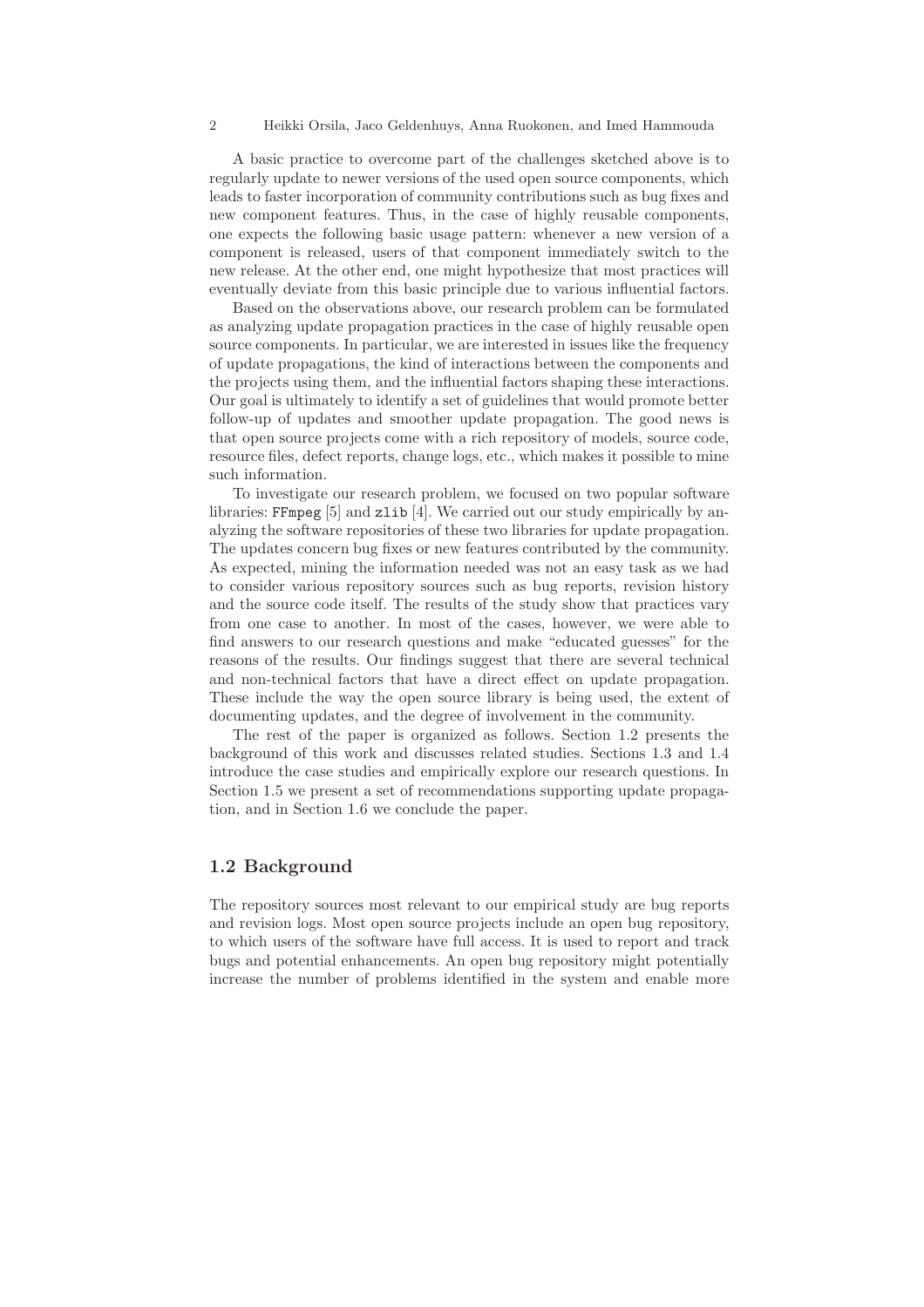A basic practice to overcome part of the challenges sketched above is to regularly update to newer versions of the used open source components, which leads to faster incorporation of community contributions such as bug fixes and new component features. Thus, in the case of highly reusable components, one expects the following basic usage pattern: whenever a new version of a component is released, users of that component immediately switch to the new release. At the other end, one might hypothesize that most practices will eventually deviate from this basic principle due to various influential factors.

Based on the observations above, our research problem can be formulated as analyzing update propagation practices in the case of highly reusable open source components. In particular, we are interested in issues like the frequency of update propagations, the kind of interactions between the components and the projects using them, and the influential factors shaping these interactions. Our goal is ultimately to identify a set of guidelines that would promote better follow-up of updates and smoother update propagation. The good news is that open source projects come with a rich repository of models, source code, resource files, defect reports, change logs, etc., which makes it possible to mine such information.

To investigate our research problem, we focused on two popular software libraries: `FFmpeg` [5] and `zlib` [4]. We carried out our study empirically by analyzing the software repositories of these two libraries for update propagation. The updates concern bug fixes or new features contributed by the community. As expected, mining the information needed was not an easy task as we had to consider various repository sources such as bug reports, revision history and the source code itself. The results of the study show that practices vary from one case to another. In most of the cases, however, we were able to find answers to our research questions and make "educated guesses" for the reasons of the results. Our findings suggest that there are several technical and non-technical factors that have a direct effect on update propagation. These include the way the open source library is being used, the extent of documenting updates, and the degree of involvement in the community.

The rest of the paper is organized as follows. Section 1.2 presents the background of this work and discusses related studies. Sections 1.3 and 1.4 introduce the case studies and empirically explore our research questions. In Section 1.5 we present a set of recommendations supporting update propagation, and in Section 1.6 we conclude the paper.

## 1.2 Background

The repository sources most relevant to our empirical study are bug reports and revision logs. Most open source projects include an open bug repository, to which users of the software have full access. It is used to report and track bugs and potential enhancements. An open bug repository might potentially increase the number of problems identified in the system and enable more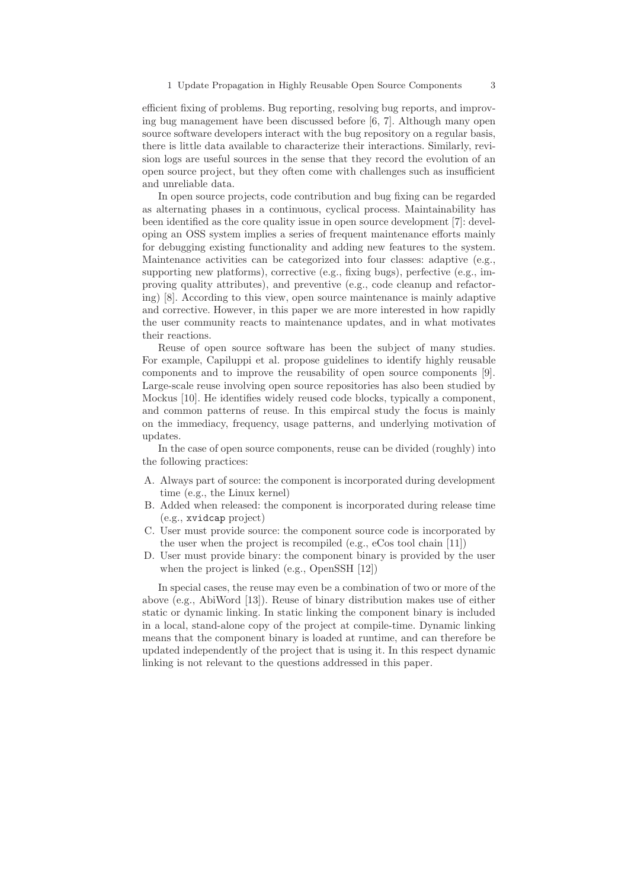efficient fixing of problems. Bug reporting, resolving bug reports, and improving bug management have been discussed before [6, 7]. Although many open source software developers interact with the bug repository on a regular basis, there is little data available to characterize their interactions. Similarly, revision logs are useful sources in the sense that they record the evolution of an open source project, but they often come with challenges such as insufficient and unreliable data.

In open source projects, code contribution and bug fixing can be regarded as alternating phases in a continuous, cyclical process. Maintainability has been identified as the core quality issue in open source development [7]: developing an OSS system implies a series of frequent maintenance efforts mainly for debugging existing functionality and adding new features to the system. Maintenance activities can be categorized into four classes: adaptive (e.g., supporting new platforms), corrective (e.g., fixing bugs), perfective (e.g., improving quality attributes), and preventive (e.g., code cleanup and refactoring) [8]. According to this view, open source maintenance is mainly adaptive and corrective. However, in this paper we are more interested in how rapidly the user community reacts to maintenance updates, and in what motivates their reactions.

Reuse of open source software has been the subject of many studies. For example, Capiluppi et al. propose guidelines to identify highly reusable components and to improve the reusability of open source components [9]. Large-scale reuse involving open source repositories has also been studied by Mockus [10]. He identifies widely reused code blocks, typically a component, and common patterns of reuse. In this empircal study the focus is mainly on the immediacy, frequency, usage patterns, and underlying motivation of updates.

In the case of open source components, reuse can be divided (roughly) into the following practices:

A. Always part of source: the component is incorporated during development time (e.g., the Linux kernel)
B. Added when released: the component is incorporated during release time (e.g., `xvidcap` project)
C. User must provide source: the component source code is incorporated by the user when the project is recompiled (e.g., eCos tool chain [11])
D. User must provide binary: the component binary is provided by the user when the project is linked (e.g., OpenSSH [12])

In special cases, the reuse may even be a combination of two or more of the above (e.g., AbiWord [13]). Reuse of binary distribution makes use of either static or dynamic linking. In static linking the component binary is included in a local, stand-alone copy of the project at compile-time. Dynamic linking means that the component binary is loaded at runtime, and can therefore be updated independently of the project that is using it. In this respect dynamic linking is not relevant to the questions addressed in this paper.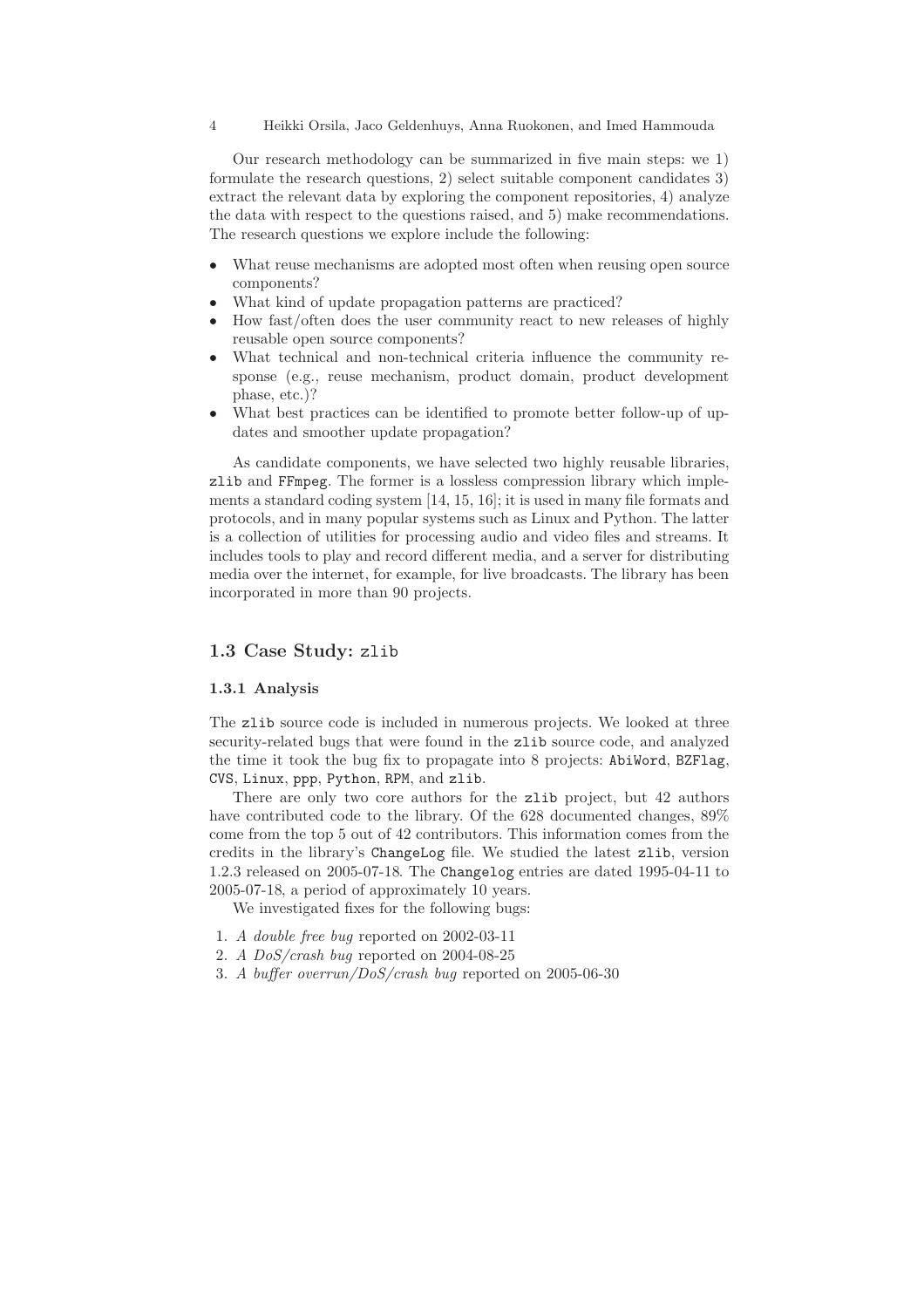Our research methodology can be summarized in five main steps: we 1) formulate the research questions, 2) select suitable component candidates 3) extract the relevant data by exploring the component repositories, 4) analyze the data with respect to the questions raised, and 5) make recommendations. The research questions we explore include the following:

- What reuse mechanisms are adopted most often when reusing open source components?
- What kind of update propagation patterns are practiced?
- How fast/often does the user community react to new releases of highly reusable open source components?
- What technical and non-technical criteria influence the community response (e.g., reuse mechanism, product domain, product development phase, etc.)?
- What best practices can be identified to promote better follow-up of updates and smoother update propagation?

As candidate components, we have selected two highly reusable libraries, `zlib` and `FFmpeg`. The former is a lossless compression library which implements a standard coding system [14, 15, 16]; it is used in many file formats and protocols, and in many popular systems such as Linux and Python. The latter is a collection of utilities for processing audio and video files and streams. It includes tools to play and record different media, and a server for distributing media over the internet, for example, for live broadcasts. The library has been incorporated in more than 90 projects.

## 1.3 Case Study: `zlib`

### 1.3.1 Analysis

The `zlib` source code is included in numerous projects. We looked at three security-related bugs that were found in the `zlib` source code, and analyzed the time it took the bug fix to propagate into 8 projects: `AbiWord`, `BZFlag`, `CVS`, `Linux`, `ppp`, `Python`, `RPM`, and `zlib`.

There are only two core authors for the `zlib` project, but 42 authors have contributed code to the library. Of the 628 documented changes, 89% come from the top 5 out of 42 contributors. This information comes from the credits in the library's `ChangeLog` file. We studied the latest `zlib`, version 1.2.3 released on 2005-07-18. The `Changelog` entries are dated 1995-04-11 to 2005-07-18, a period of approximately 10 years.

We investigated fixes for the following bugs:

1. *A double free bug* reported on 2002-03-11
2. *A DoS/crash bug* reported on 2004-08-25
3. *A buffer overrun/DoS/crash bug* reported on 2005-06-30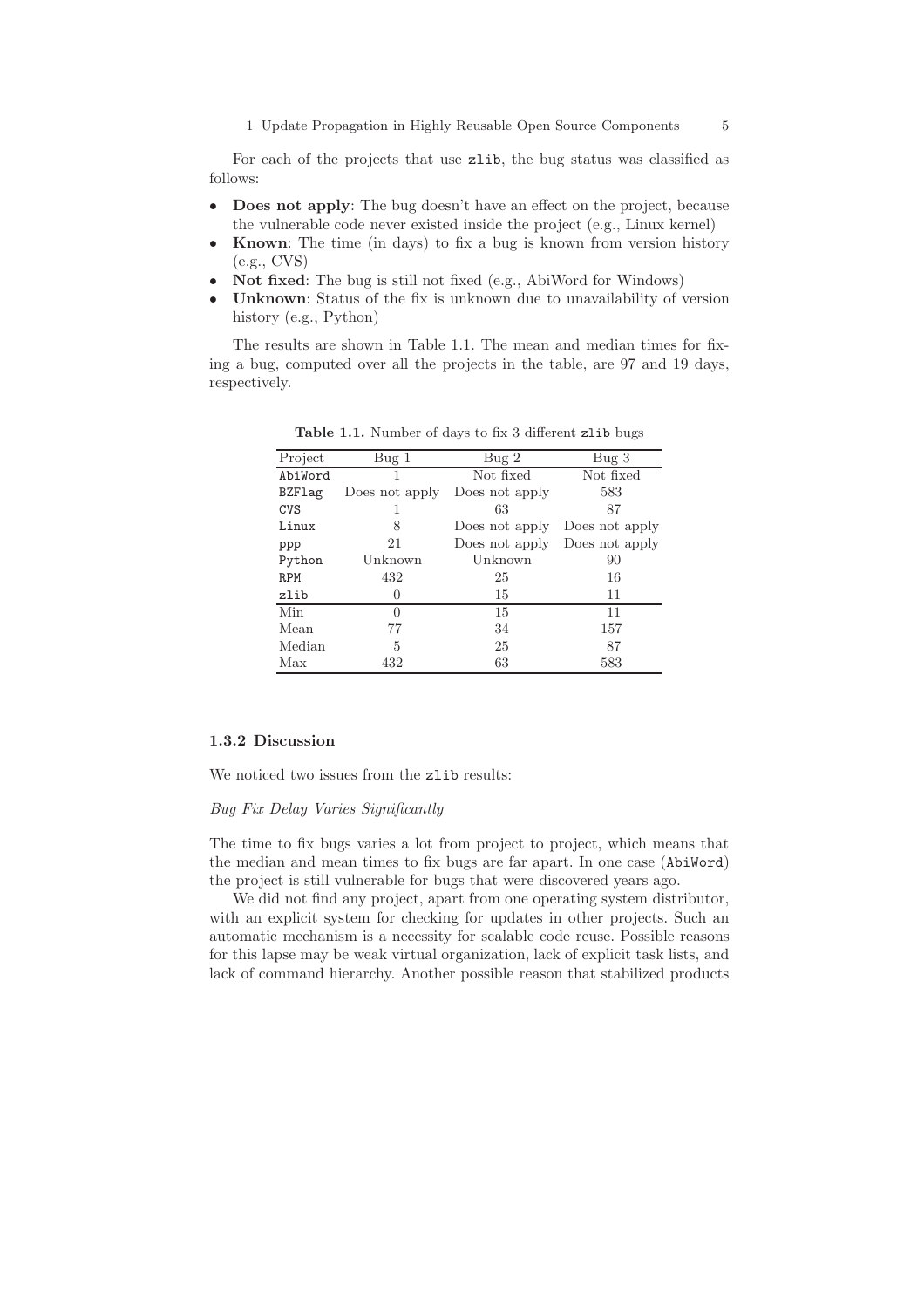For each of the projects that use `zlib`, the bug status was classified as follows:

- **Does not apply**: The bug doesn't have an effect on the project, because the vulnerable code never existed inside the project (e.g., Linux kernel)
- **Known**: The time (in days) to fix a bug is known from version history (e.g., CVS)
- **Not fixed**: The bug is still not fixed (e.g., AbiWord for Windows)
- **Unknown**: Status of the fix is unknown due to unavailability of version history (e.g., Python)

The results are shown in Table 1.1. The mean and median times for fixing a bug, computed over all the projects in the table, are 97 and 19 days, respectively.

**Table 1.1.** Number of days to fix 3 different `zlib` bugs

| Project | Bug 1 | Bug 2 | Bug 3 |
|---|---|---|---|
| `AbiWord` | 1 | Not fixed | Not fixed |
| `BZFlag` | Does not apply | Does not apply | 583 |
| `CVS` | 1 | 63 | 87 |
| `Linux` | 8 | Does not apply | Does not apply |
| `ppp` | 21 | Does not apply | Does not apply |
| `Python` | Unknown | Unknown | 90 |
| `RPM` | 432 | 25 | 16 |
| `zlib` | 0 | 15 | 11 |
| Min | 0 | 15 | 11 |
| Mean | 77 | 34 | 157 |
| Median | 5 | 25 | 87 |
| Max | 432 | 63 | 583 |

### 1.3.2 Discussion

We noticed two issues from the `zlib` results:

*Bug Fix Delay Varies Significantly*

The time to fix bugs varies a lot from project to project, which means that the median and mean times to fix bugs are far apart. In one case (`AbiWord`) the project is still vulnerable for bugs that were discovered years ago.

We did not find any project, apart from one operating system distributor, with an explicit system for checking for updates in other projects. Such an automatic mechanism is a necessity for scalable code reuse. Possible reasons for this lapse may be weak virtual organization, lack of explicit task lists, and lack of command hierarchy. Another possible reason that stabilized products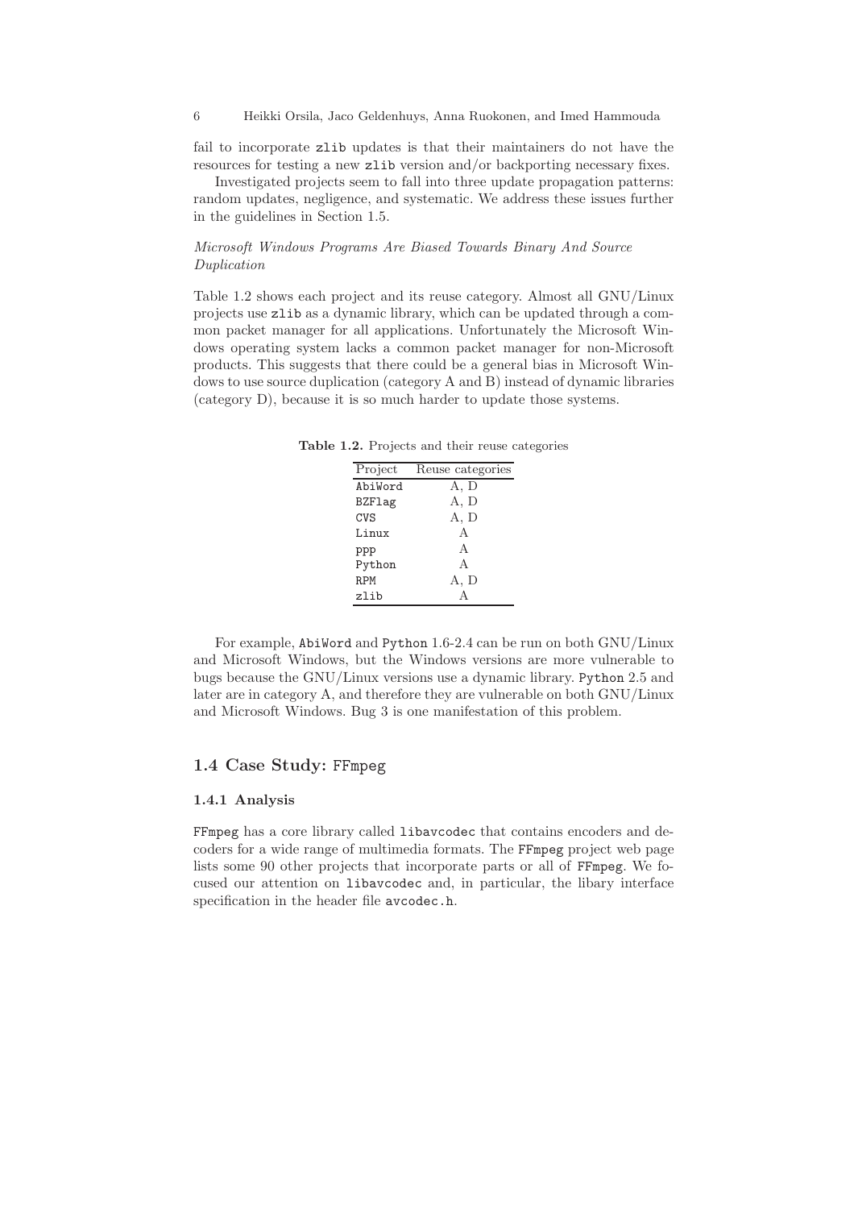fail to incorporate zlib updates is that their maintainers do not have the resources for testing a new zlib version and/or backporting necessary fixes.

Investigated projects seem to fall into three update propagation patterns: random updates, negligence, and systematic. We address these issues further in the guidelines in Section 1.5.

*Microsoft Windows Programs Are Biased Towards Binary And Source Duplication*

Table 1.2 shows each project and its reuse category. Almost all GNU/Linux projects use zlib as a dynamic library, which can be updated through a common packet manager for all applications. Unfortunately the Microsoft Windows operating system lacks a common packet manager for non-Microsoft products. This suggests that there could be a general bias in Microsoft Windows to use source duplication (category A and B) instead of dynamic libraries (category D), because it is so much harder to update those systems.

**Table 1.2.** Projects and their reuse categories

| Project | Reuse categories |
|---|---|
| AbiWord | A, D |
| BZFlag | A, D |
| CVS | A, D |
| Linux | A |
| ppp | A |
| Python | A |
| RPM | A, D |
| zlib | A |

For example, AbiWord and Python 1.6-2.4 can be run on both GNU/Linux and Microsoft Windows, but the Windows versions are more vulnerable to bugs because the GNU/Linux versions use a dynamic library. Python 2.5 and later are in category A, and therefore they are vulnerable on both GNU/Linux and Microsoft Windows. Bug 3 is one manifestation of this problem.

## 1.4 Case Study: FFmpeg

### 1.4.1 Analysis

FFmpeg has a core library called libavcodec that contains encoders and decoders for a wide range of multimedia formats. The FFmpeg project web page lists some 90 other projects that incorporate parts or all of FFmpeg. We focused our attention on libavcodec and, in particular, the libary interface specification in the header file avcodec.h.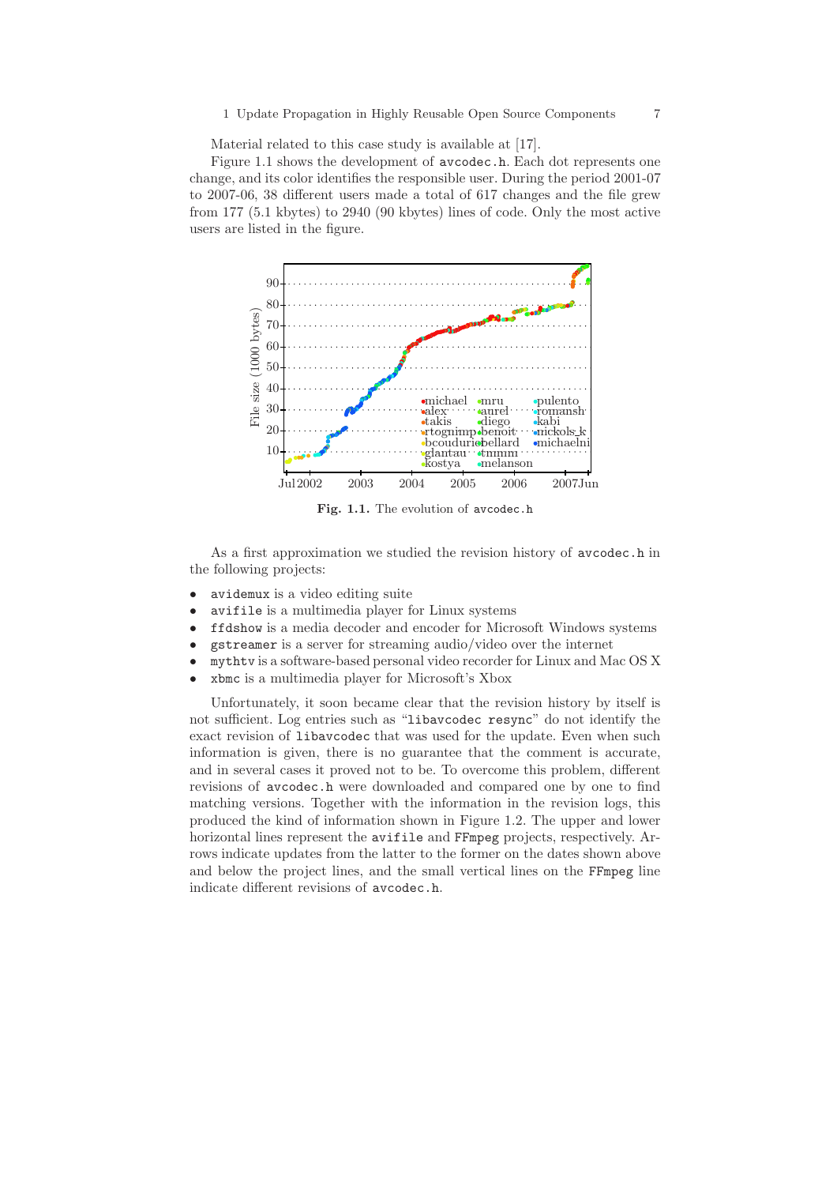Material related to this case study is available at [17].

Figure 1.1 shows the development of `avcodec.h`. Each dot represents one change, and its color identifies the responsible user. During the period 2001-07 to 2007-06, 38 different users made a total of 617 changes and the file grew from 177 (5.1 kbytes) to 2940 (90 kbytes) lines of code. Only the most active users are listed in the figure.

**Fig. 1.1.** The evolution of `avcodec.h`

As a first approximation we studied the revision history of `avcodec.h` in the following projects:

- `avidemux` is a video editing suite
- `avifile` is a multimedia player for Linux systems
- `ffdshow` is a media decoder and encoder for Microsoft Windows systems
- `gstreamer` is a server for streaming audio/video over the internet
- `mythtv` is a software-based personal video recorder for Linux and Mac OS X
- `xbmc` is a multimedia player for Microsoft's Xbox

Unfortunately, it soon became clear that the revision history by itself is not sufficient. Log entries such as "`libavcodec resync`" do not identify the exact revision of `libavcodec` that was used for the update. Even when such information is given, there is no guarantee that the comment is accurate, and in several cases it proved not to be. To overcome this problem, different revisions of `avcodec.h` were downloaded and compared one by one to find matching versions. Together with the information in the revision logs, this produced the kind of information shown in Figure 1.2. The upper and lower horizontal lines represent the `avifile` and `FFmpeg` projects, respectively. Arrows indicate updates from the latter to the former on the dates shown above and below the project lines, and the small vertical lines on the `FFmpeg` line indicate different revisions of `avcodec.h`.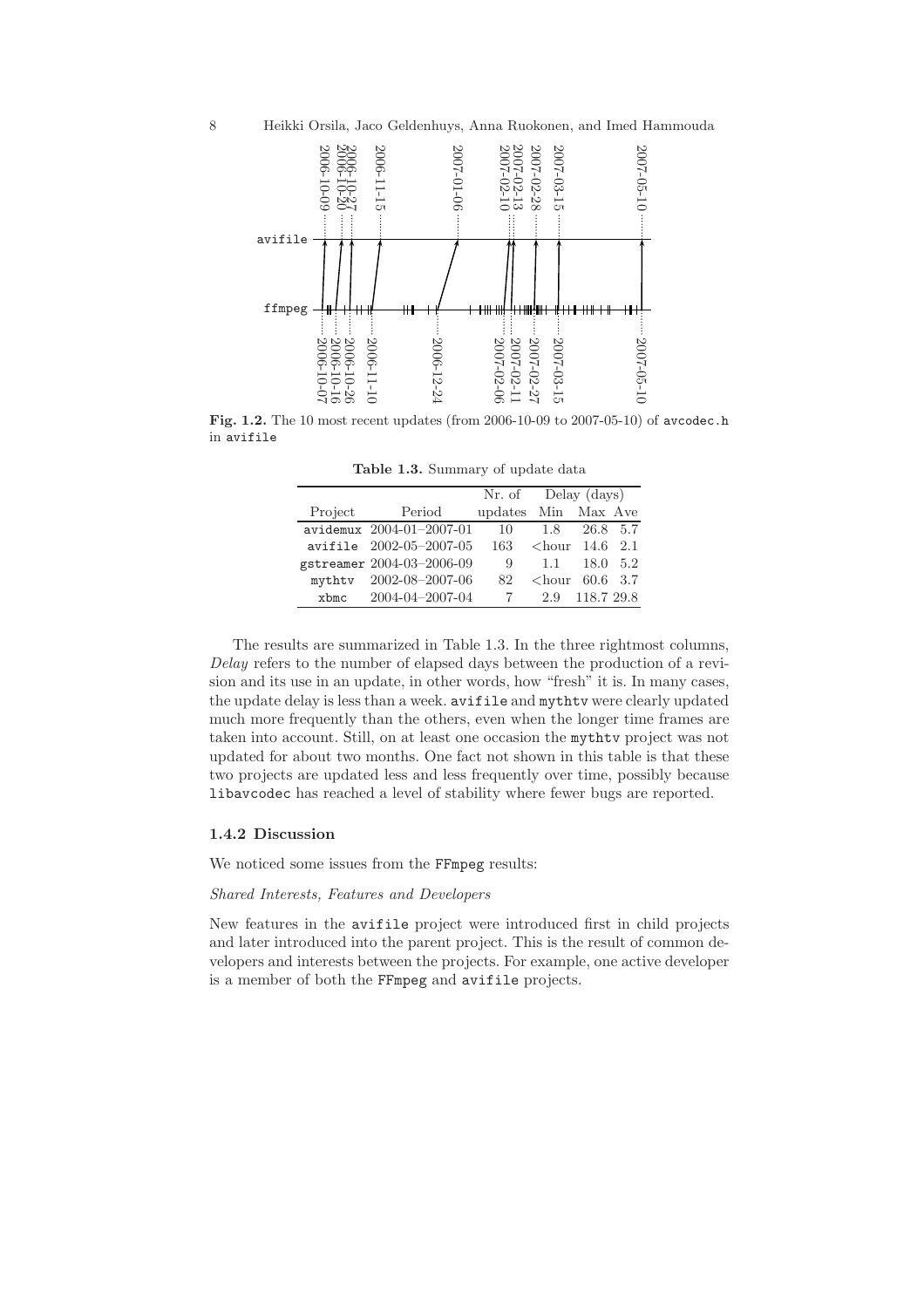**Fig. 1.2.** The 10 most recent updates (from 2006-10-09 to 2007-05-10) of `avcodec.h` in `avifile`

**Table 1.3.** Summary of update data

| Project | Period | Nr. of updates | Delay (days) Min | Max | Ave |
|---|---|---|---|---|---|
| avidemux | 2004-01–2007-01 | 10 | 1.8 | 26.8 | 5.7 |
| avifile | 2002-05–2007-05 | 163 | <hour | 14.6 | 2.1 |
| gstreamer | 2004-03–2006-09 | 9 | 1.1 | 18.0 | 5.2 |
| mythtv | 2002-08–2007-06 | 82 | <hour | 60.6 | 3.7 |
| xbmc | 2004-04–2007-04 | 7 | 2.9 | 118.7 | 29.8 |

The results are summarized in Table 1.3. In the three rightmost columns, *Delay* refers to the number of elapsed days between the production of a revision and its use in an update, in other words, how "fresh" it is. In many cases, the update delay is less than a week. `avifile` and `mythtv` were clearly updated much more frequently than the others, even when the longer time frames are taken into account. Still, on at least one occasion the `mythtv` project was not updated for about two months. One fact not shown in this table is that these two projects are updated less and less frequently over time, possibly because `libavcodec` has reached a level of stability where fewer bugs are reported.

### 1.4.2 Discussion

We noticed some issues from the `FFmpeg` results:

*Shared Interests, Features and Developers*

New features in the `avifile` project were introduced first in child projects and later introduced into the parent project. This is the result of common developers and interests between the projects. For example, one active developer is a member of both the `FFmpeg` and `avifile` projects.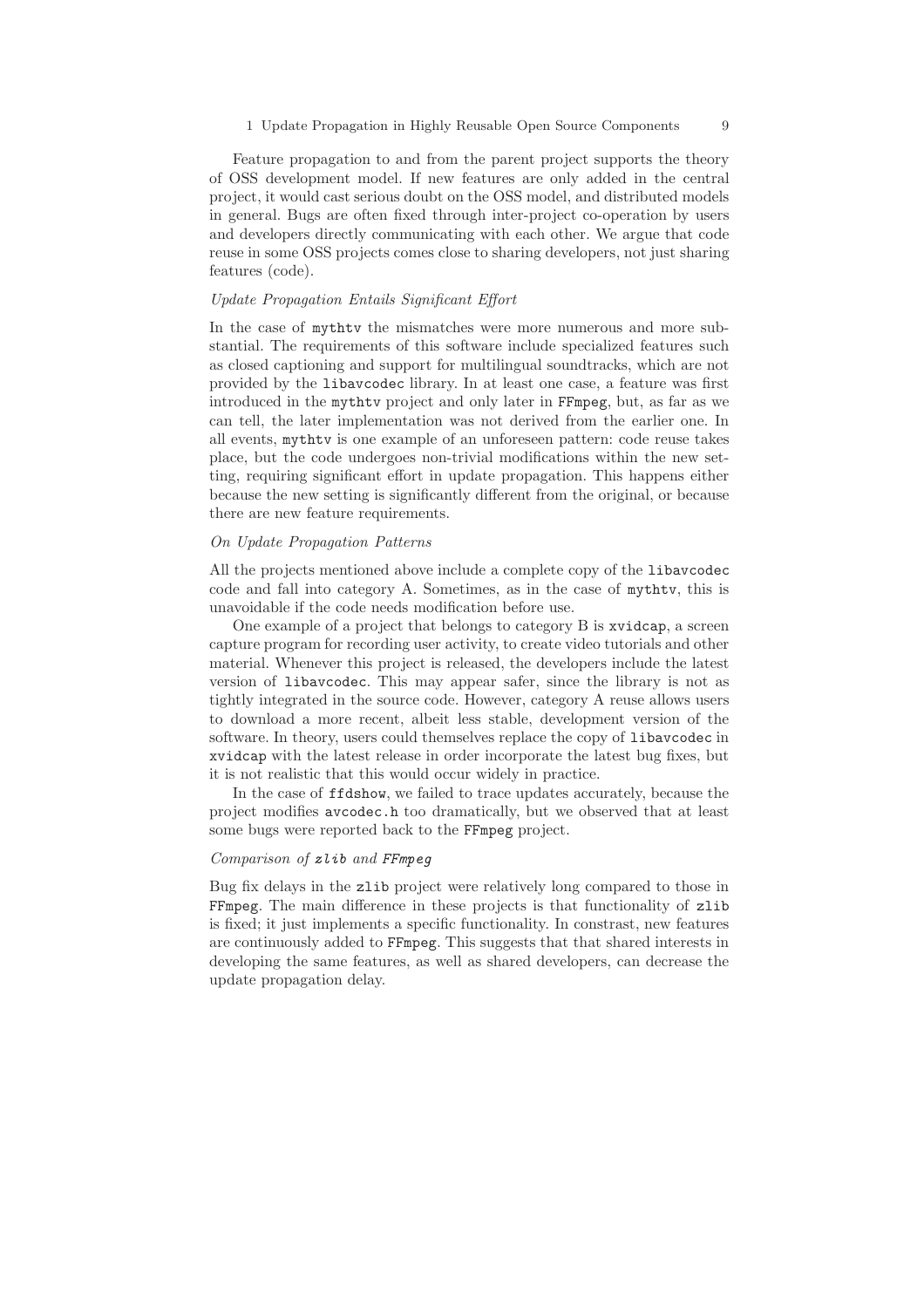Feature propagation to and from the parent project supports the theory of OSS development model. If new features are only added in the central project, it would cast serious doubt on the OSS model, and distributed models in general. Bugs are often fixed through inter-project co-operation by users and developers directly communicating with each other. We argue that code reuse in some OSS projects comes close to sharing developers, not just sharing features (code).

*Update Propagation Entails Significant Effort*

In the case of `mythtv` the mismatches were more numerous and more substantial. The requirements of this software include specialized features such as closed captioning and support for multilingual soundtracks, which are not provided by the `libavcodec` library. In at least one case, a feature was first introduced in the `mythtv` project and only later in `FFmpeg`, but, as far as we can tell, the later implementation was not derived from the earlier one. In all events, `mythtv` is one example of an unforeseen pattern: code reuse takes place, but the code undergoes non-trivial modifications within the new setting, requiring significant effort in update propagation. This happens either because the new setting is significantly different from the original, or because there are new feature requirements.

*On Update Propagation Patterns*

All the projects mentioned above include a complete copy of the `libavcodec` code and fall into category A. Sometimes, as in the case of `mythtv`, this is unavoidable if the code needs modification before use.

One example of a project that belongs to category B is `xvidcap`, a screen capture program for recording user activity, to create video tutorials and other material. Whenever this project is released, the developers include the latest version of `libavcodec`. This may appear safer, since the library is not as tightly integrated in the source code. However, category A reuse allows users to download a more recent, albeit less stable, development version of the software. In theory, users could themselves replace the copy of `libavcodec` in `xvidcap` with the latest release in order incorporate the latest bug fixes, but it is not realistic that this would occur widely in practice.

In the case of `ffdshow`, we failed to trace updates accurately, because the project modifies `avcodec.h` too dramatically, but we observed that at least some bugs were reported back to the `FFmpeg` project.

*Comparison of `zlib` and `FFmpeg`*

Bug fix delays in the `zlib` project were relatively long compared to those in `FFmpeg`. The main difference in these projects is that functionality of `zlib` is fixed; it just implements a specific functionality. In constrast, new features are continuously added to `FFmpeg`. This suggests that that shared interests in developing the same features, as well as shared developers, can decrease the update propagation delay.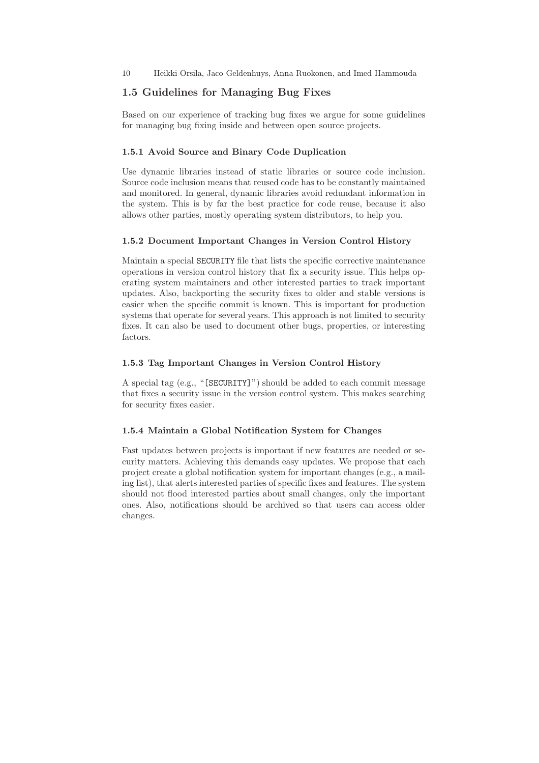## 1.5 Guidelines for Managing Bug Fixes

Based on our experience of tracking bug fixes we argue for some guidelines for managing bug fixing inside and between open source projects.

### 1.5.1 Avoid Source and Binary Code Duplication

Use dynamic libraries instead of static libraries or source code inclusion. Source code inclusion means that reused code has to be constantly maintained and monitored. In general, dynamic libraries avoid redundant information in the system. This is by far the best practice for code reuse, because it also allows other parties, mostly operating system distributors, to help you.

### 1.5.2 Document Important Changes in Version Control History

Maintain a special `SECURITY` file that lists the specific corrective maintenance operations in version control history that fix a security issue. This helps operating system maintainers and other interested parties to track important updates. Also, backporting the security fixes to older and stable versions is easier when the specific commit is known. This is important for production systems that operate for several years. This approach is not limited to security fixes. It can also be used to document other bugs, properties, or interesting factors.

### 1.5.3 Tag Important Changes in Version Control History

A special tag (e.g., "`[SECURITY]`") should be added to each commit message that fixes a security issue in the version control system. This makes searching for security fixes easier.

### 1.5.4 Maintain a Global Notification System for Changes

Fast updates between projects is important if new features are needed or security matters. Achieving this demands easy updates. We propose that each project create a global notification system for important changes (e.g., a mailing list), that alerts interested parties of specific fixes and features. The system should not flood interested parties about small changes, only the important ones. Also, notifications should be archived so that users can access older changes.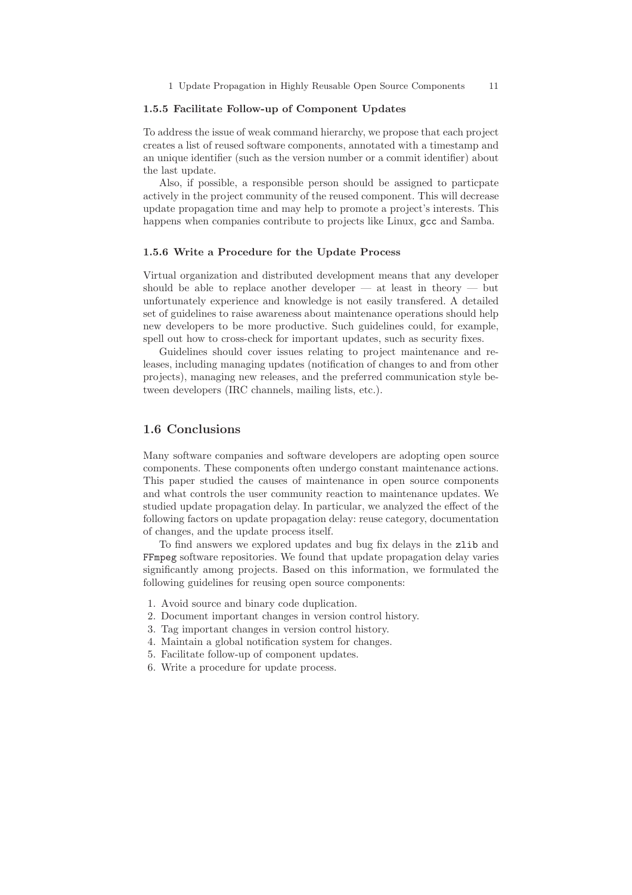### 1.5.5 Facilitate Follow-up of Component Updates

To address the issue of weak command hierarchy, we propose that each project creates a list of reused software components, annotated with a timestamp and an unique identifier (such as the version number or a commit identifier) about the last update.

Also, if possible, a responsible person should be assigned to particpate actively in the project community of the reused component. This will decrease update propagation time and may help to promote a project's interests. This happens when companies contribute to projects like Linux, `gcc` and Samba.

### 1.5.6 Write a Procedure for the Update Process

Virtual organization and distributed development means that any developer should be able to replace another developer — at least in theory — but unfortunately experience and knowledge is not easily transfered. A detailed set of guidelines to raise awareness about maintenance operations should help new developers to be more productive. Such guidelines could, for example, spell out how to cross-check for important updates, such as security fixes.

Guidelines should cover issues relating to project maintenance and releases, including managing updates (notification of changes to and from other projects), managing new releases, and the preferred communication style between developers (IRC channels, mailing lists, etc.).

## 1.6 Conclusions

Many software companies and software developers are adopting open source components. These components often undergo constant maintenance actions. This paper studied the causes of maintenance in open source components and what controls the user community reaction to maintenance updates. We studied update propagation delay. In particular, we analyzed the effect of the following factors on update propagation delay: reuse category, documentation of changes, and the update process itself.

To find answers we explored updates and bug fix delays in the `zlib` and `FFmpeg` software repositories. We found that update propagation delay varies significantly among projects. Based on this information, we formulated the following guidelines for reusing open source components:

1. Avoid source and binary code duplication.
2. Document important changes in version control history.
3. Tag important changes in version control history.
4. Maintain a global notification system for changes.
5. Facilitate follow-up of component updates.
6. Write a procedure for update process.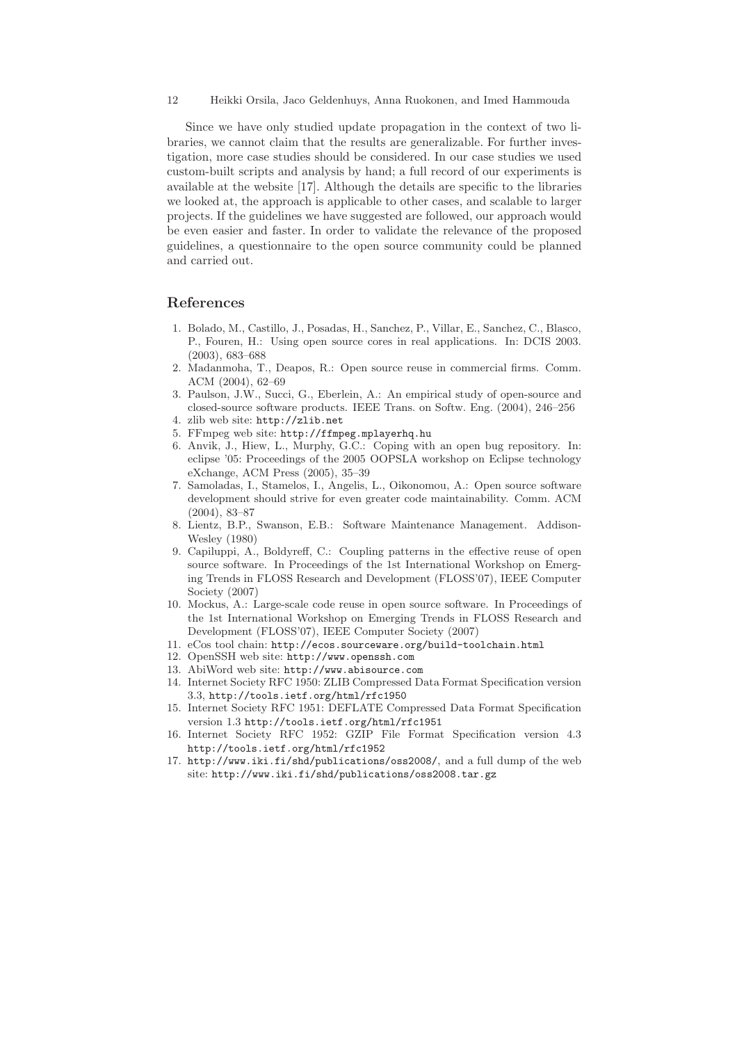Since we have only studied update propagation in the context of two libraries, we cannot claim that the results are generalizable. For further investigation, more case studies should be considered. In our case studies we used custom-built scripts and analysis by hand; a full record of our experiments is available at the website [17]. Although the details are specific to the libraries we looked at, the approach is applicable to other cases, and scalable to larger projects. If the guidelines we have suggested are followed, our approach would be even easier and faster. In order to validate the relevance of the proposed guidelines, a questionnaire to the open source community could be planned and carried out.

## References

1. Bolado, M., Castillo, J., Posadas, H., Sanchez, P., Villar, E., Sanchez, C., Blasco, P., Fouren, H.: Using open source cores in real applications. In: DCIS 2003. (2003), 683–688
2. Madanmoha, T., Deapos, R.: Open source reuse in commercial firms. Comm. ACM (2004), 62–69
3. Paulson, J.W., Succi, G., Eberlein, A.: An empirical study of open-source and closed-source software products. IEEE Trans. on Softw. Eng. (2004), 246–256
4. zlib web site: http://zlib.net
5. FFmpeg web site: http://ffmpeg.mplayerhq.hu
6. Anvik, J., Hiew, L., Murphy, G.C.: Coping with an open bug repository. In: eclipse '05: Proceedings of the 2005 OOPSLA workshop on Eclipse technology eXchange, ACM Press (2005), 35–39
7. Samoladas, I., Stamelos, I., Angelis, L., Oikonomou, A.: Open source software development should strive for even greater code maintainability. Comm. ACM (2004), 83–87
8. Lientz, B.P., Swanson, E.B.: Software Maintenance Management. Addison-Wesley (1980)
9. Capiluppi, A., Boldyreff, C.: Coupling patterns in the effective reuse of open source software. In Proceedings of the 1st International Workshop on Emerging Trends in FLOSS Research and Development (FLOSS'07), IEEE Computer Society (2007)
10. Mockus, A.: Large-scale code reuse in open source software. In Proceedings of the 1st International Workshop on Emerging Trends in FLOSS Research and Development (FLOSS'07), IEEE Computer Society (2007)
11. eCos tool chain: http://ecos.sourceware.org/build-toolchain.html
12. OpenSSH web site: http://www.openssh.com
13. AbiWord web site: http://www.abisource.com
14. Internet Society RFC 1950: ZLIB Compressed Data Format Specification version 3.3, http://tools.ietf.org/html/rfc1950
15. Internet Society RFC 1951: DEFLATE Compressed Data Format Specification version 1.3 http://tools.ietf.org/html/rfc1951
16. Internet Society RFC 1952: GZIP File Format Specification version 4.3 http://tools.ietf.org/html/rfc1952
17. http://www.iki.fi/shd/publications/oss2008/, and a full dump of the web site: http://www.iki.fi/shd/publications/oss2008.tar.gz